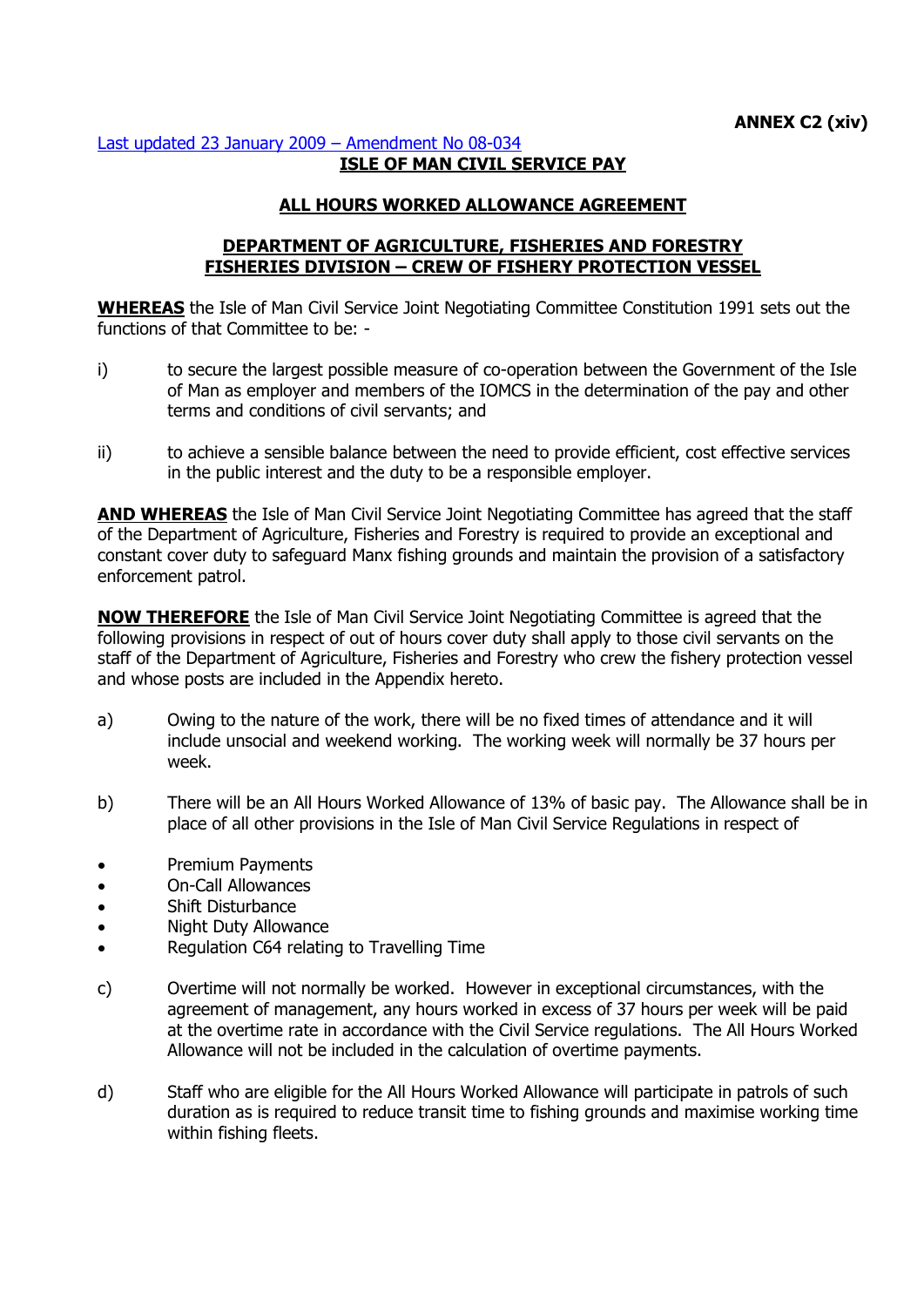**ANNEX C2 (xiv)**

Last updated 23 January 2009 – Amendment No 08-034

# ISLE OF MAN CIVIL SERVICE PAY

## ALL HOURS WORKED ALLOWANCE AGREEMENT

## DEPARTMENT OF AGRICULTURE, FISHERIES AND FORESTRY FISHERIES DIVISION – CREW OF FISHERY PROTECTION VESSEL

**WHEREAS** the Isle of Man Civil Service Joint Negotiating Committee Constitution 1991 sets out the functions of that Committee to be: -

i) to secure the largest possible measure of co-operation between the Government of the Isle of Man as employer and members of the IOMCS in the determination of the pay and other terms and conditions of civil servants; and

ii) to achieve a sensible balance between the need to provide efficient, cost effective services in the public interest and the duty to be a responsible employer.

**AND WHEREAS** the Isle of Man Civil Service Joint Negotiating Committee has agreed that the staff of the Department of Agriculture, Fisheries and Forestry is required to provide an exceptional and constant cover duty to safeguard Manx fishing grounds and maintain the provision of a satisfactory enforcement patrol.

**NOW THEREFORE** the Isle of Man Civil Service Joint Negotiating Committee is agreed that the following provisions in respect of out of hours cover duty shall apply to those civil servants on the staff of the Department of Agriculture, Fisheries and Forestry who crew the fishery protection vessel and whose posts are included in the Appendix hereto.

a) Owing to the nature of the work, there will be no fixed times of attendance and it will include unsocial and weekend working. The working week will normally be 37 hours per week.

b) There will be an All Hours Worked Allowance of 13% of basic pay. The Allowance shall be in place of all other provisions in the Isle of Man Civil Service Regulations in respect of

- Premium Payments
- On-Call Allowances
- Shift Disturbance
- Night Duty Allowance
- Regulation C64 relating to Travelling Time

c) Overtime will not normally be worked. However in exceptional circumstances, with the agreement of management, any hours worked in excess of 37 hours per week will be paid at the overtime rate in accordance with the Civil Service regulations. The All Hours Worked Allowance will not be included in the calculation of overtime payments.

d) Staff who are eligible for the All Hours Worked Allowance will participate in patrols of such duration as is required to reduce transit time to fishing grounds and maximise working time within fishing fleets.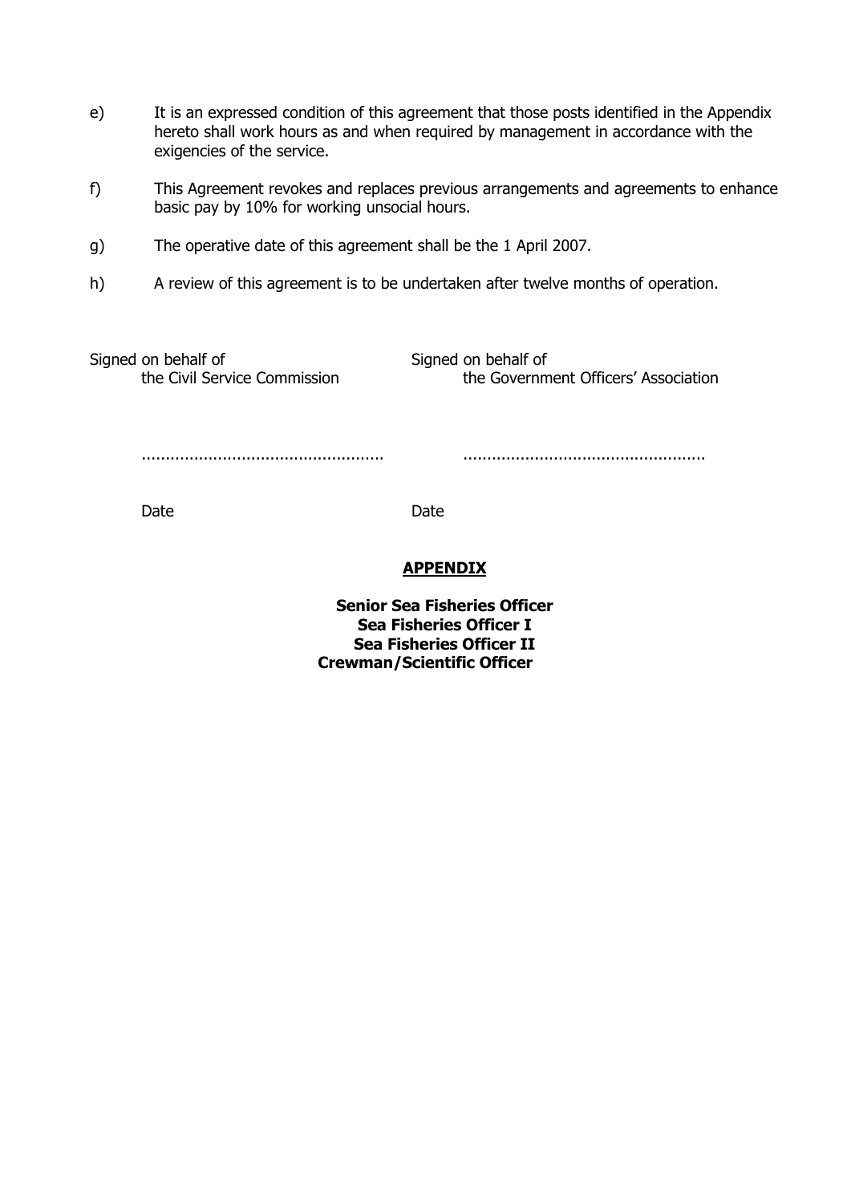e) It is an expressed condition of this agreement that those posts identified in the Appendix hereto shall work hours as and when required by management in accordance with the exigencies of the service.

f) This Agreement revokes and replaces previous arrangements and agreements to enhance basic pay by 10% for working unsocial hours.

g) The operative date of this agreement shall be the 1 April 2007.

h) A review of this agreement is to be undertaken after twelve months of operation.

| | |
|---|---|
| Signed on behalf of the Civil Service Commission | Signed on behalf of the Government Officers' Association |
| ................................................... | ................................................... |
| Date | Date |

## APPENDIX

**Senior Sea Fisheries Officer**
**Sea Fisheries Officer I**
**Sea Fisheries Officer II**
**Crewman/Scientific Officer**